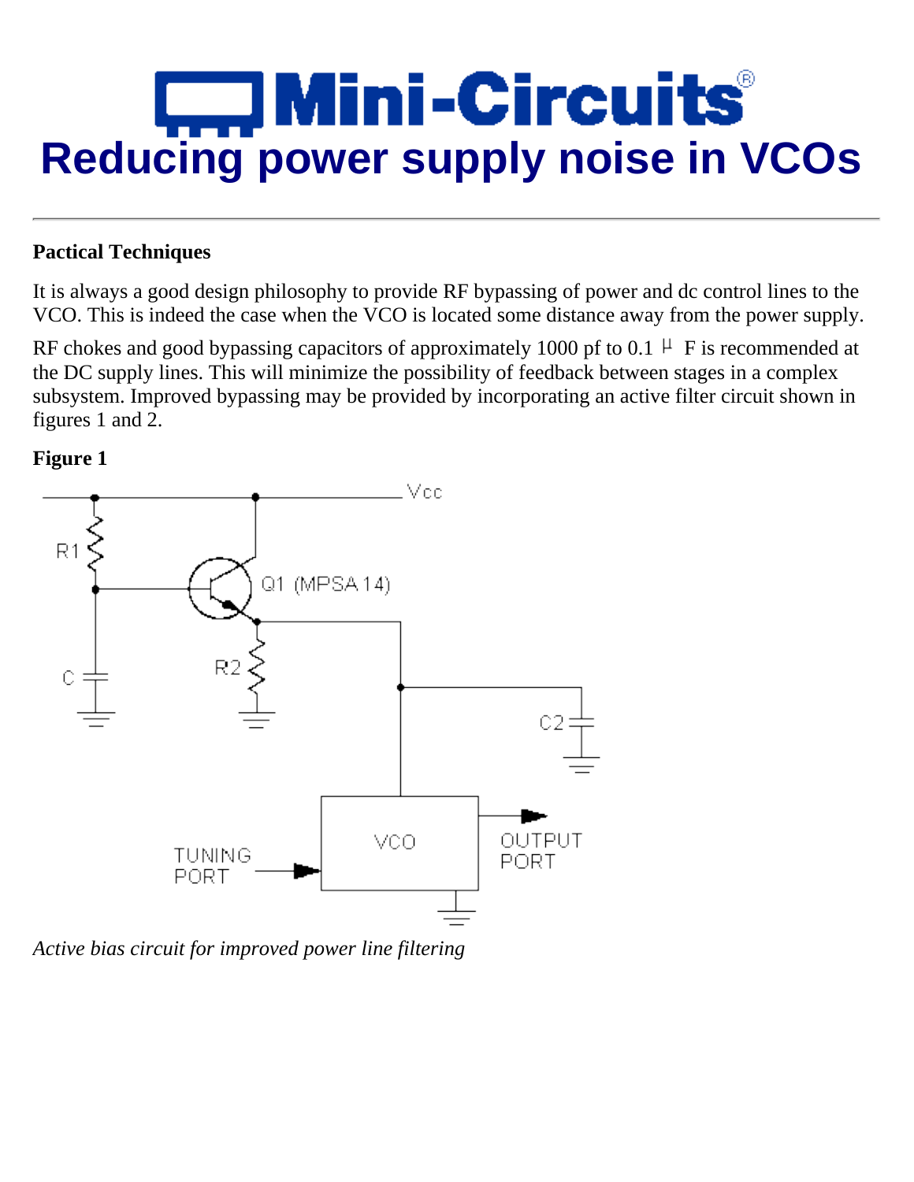# Mini-Circuits

# Reducing power supply noise in VCOs

---

**Pactical Techniques**

It is always a good design philosophy to provide RF bypassing of power and dc control lines to the VCO. This is indeed the case when the VCO is located some distance away from the power supply.

RF chokes and good bypassing capacitors of approximately 1000 pf to 0.1 µ F is recommended at the DC supply lines. This will minimize the possibility of feedback between stages in a complex subsystem. Improved bypassing may be provided by incorporating an active filter circuit shown in figures 1 and 2.

**Figure 1**

*Active bias circuit for improved power line filtering*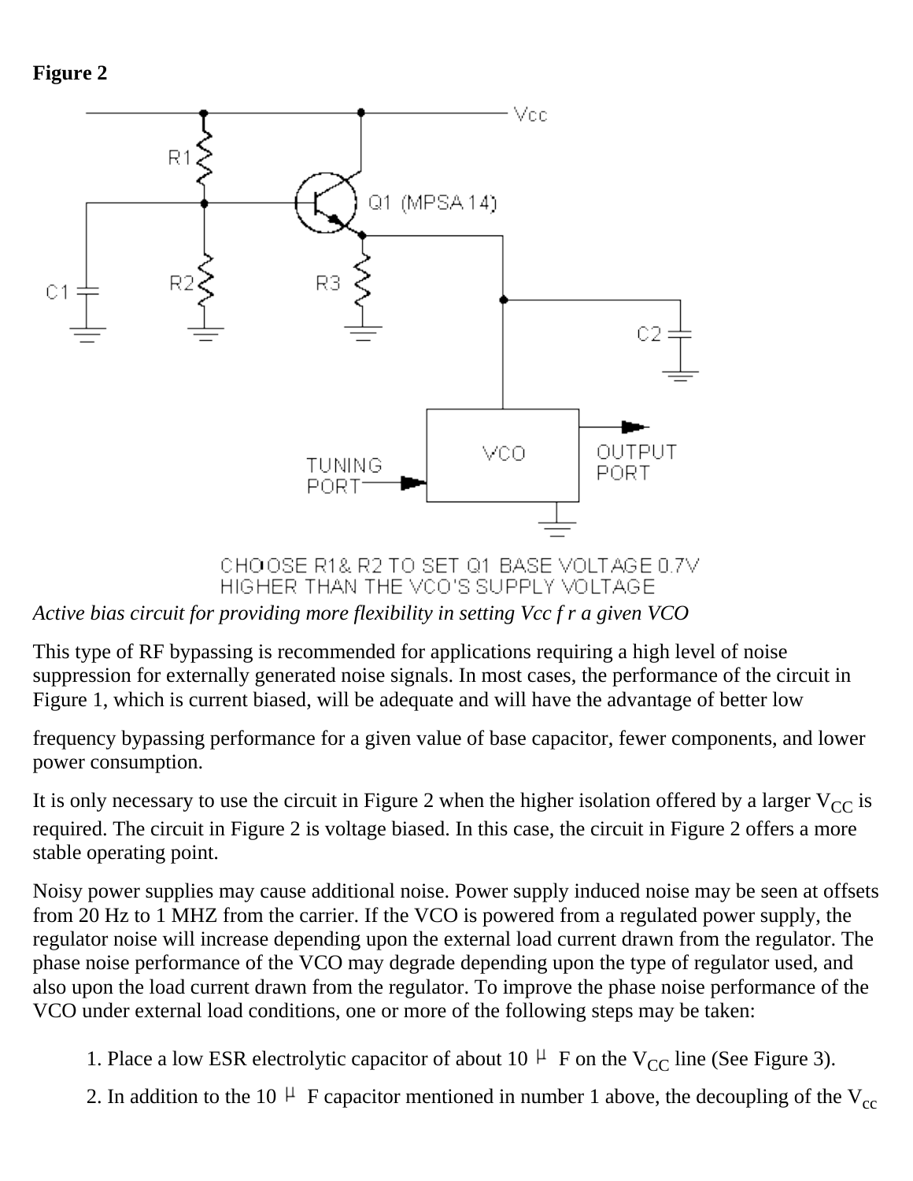**Figure 2**

CHOOSE R1& R2 TO SET Q1 BASE VOLTAGE 0.7V HIGHER THAN THE VCO'S SUPPLY VOLTAGE

*Active bias circuit for providing more flexibility in setting Vcc f r a given VCO*

This type of RF bypassing is recommended for applications requiring a high level of noise suppression for externally generated noise signals. In most cases, the performance of the circuit in Figure 1, which is current biased, will be adequate and will have the advantage of better low

frequency bypassing performance for a given value of base capacitor, fewer components, and lower power consumption.

It is only necessary to use the circuit in Figure 2 when the higher isolation offered by a larger $V_{CC}$ is required. The circuit in Figure 2 is voltage biased. In this case, the circuit in Figure 2 offers a more stable operating point.

Noisy power supplies may cause additional noise. Power supply induced noise may be seen at offsets from 20 Hz to 1 MHZ from the carrier. If the VCO is powered from a regulated power supply, the regulator noise will increase depending upon the external load current drawn from the regulator. The phase noise performance of the VCO may degrade depending upon the type of regulator used, and also upon the load current drawn from the regulator. To improve the phase noise performance of the VCO under external load conditions, one or more of the following steps may be taken:

1. Place a low ESR electrolytic capacitor of about 10 μ F on the $V_{CC}$ line (See Figure 3).
2. In addition to the 10 μ F capacitor mentioned in number 1 above, the decoupling of the $V_{cc}$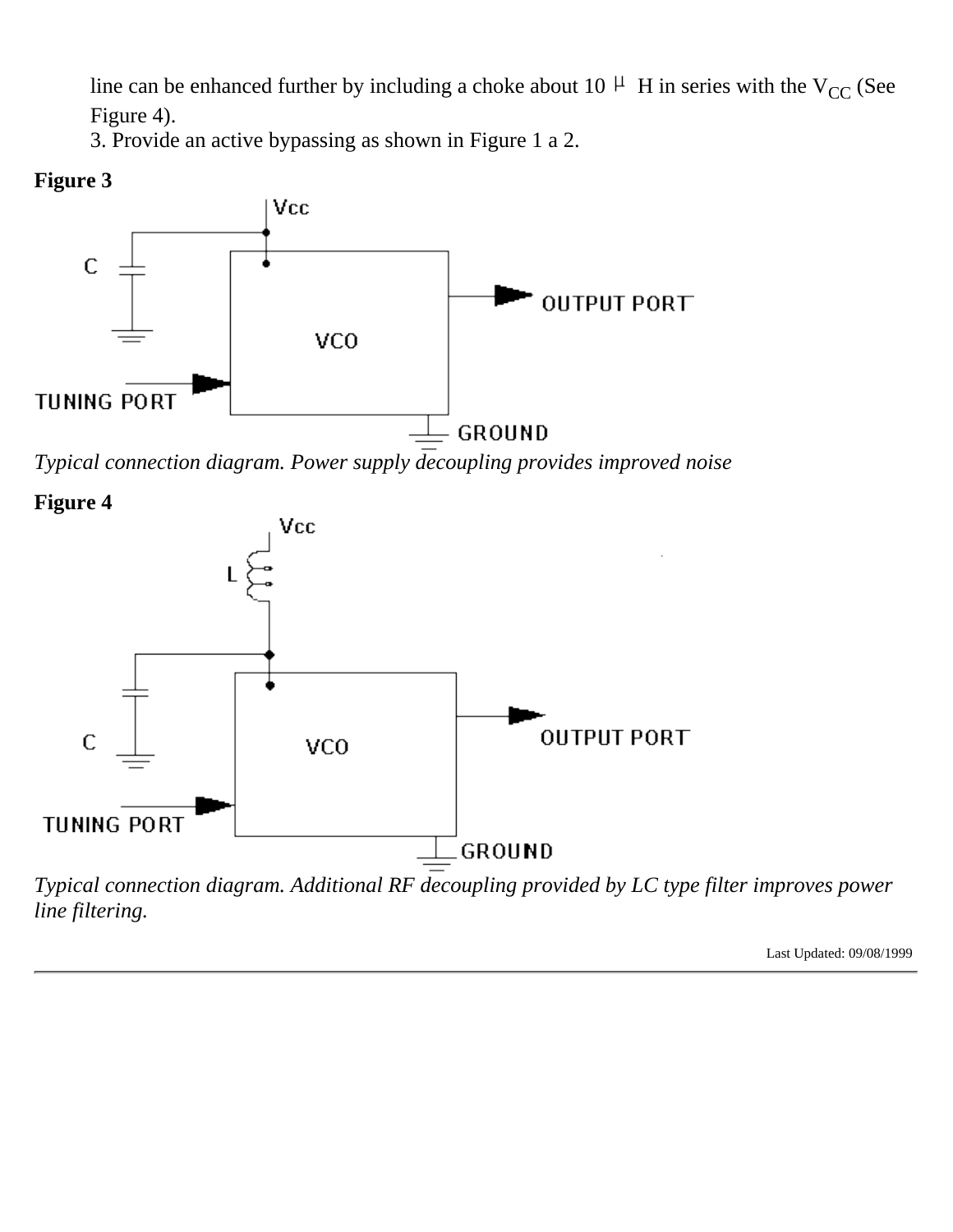line can be enhanced further by including a choke about 10 μ H in series with the $V_{CC}$ (See Figure 4).

3. Provide an active bypassing as shown in Figure 1 a 2.

**Figure 3**

Vcc

C

VCO

OUTPUT PORT

TUNING PORT

GROUND

*Typical connection diagram. Power supply decoupling provides improved noise*

**Figure 4**

Vcc

L

C

VCO

OUTPUT PORT

TUNING PORT

GROUND

*Typical connection diagram. Additional RF decoupling provided by LC type filter improves power line filtering.*

Last Updated: 09/08/1999